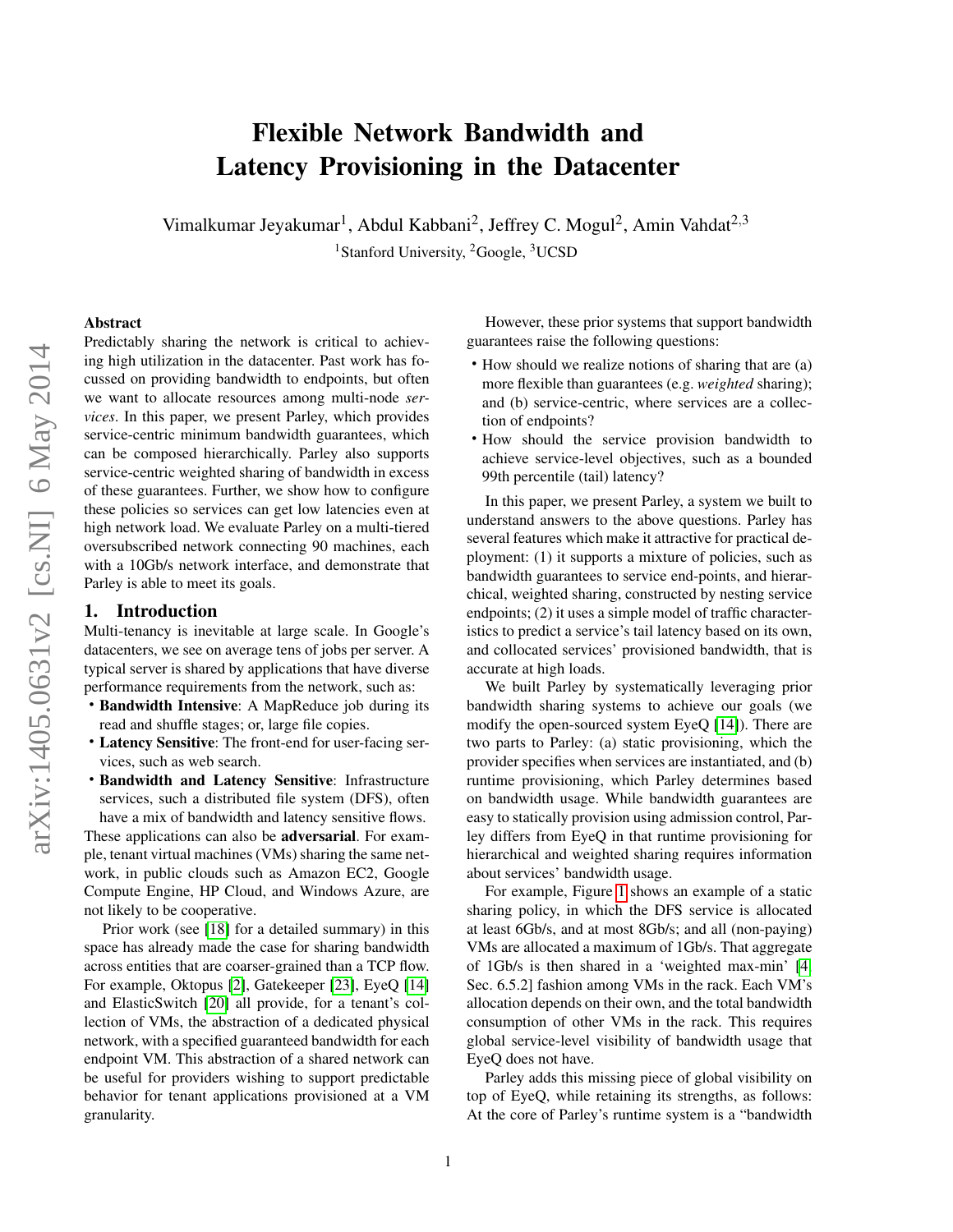# Flexible Network Bandwidth and Latency Provisioning in the Datacenter

Vimalkumar Jeyakumar[1], Abdul Kabbani[2], Jeffrey C. Mogul[2], Amin Vahdat[2,3]

[1]Stanford University, [2]Google, [3]UCSD

## Abstract

Predictably sharing the network is critical to achieving high utilization in the datacenter. Past work has focussed on providing bandwidth to endpoints, but often we want to allocate resources among multi-node *services*. In this paper, we present Parley, which provides service-centric minimum bandwidth guarantees, which can be composed hierarchically. Parley also supports service-centric weighted sharing of bandwidth in excess of these guarantees. Further, we show how to configure these policies so services can get low latencies even at high network load. We evaluate Parley on a multi-tiered oversubscribed network connecting 90 machines, each with a 10Gb/s network interface, and demonstrate that Parley is able to meet its goals.

## 1. Introduction

Multi-tenancy is inevitable at large scale. In Google's datacenters, we see on average tens of jobs per server. A typical server is shared by applications that have diverse performance requirements from the network, such as:

- **Bandwidth Intensive**: A MapReduce job during its read and shuffle stages; or, large file copies.
- **Latency Sensitive**: The front-end for user-facing services, such as web search.
- **Bandwidth and Latency Sensitive**: Infrastructure services, such a distributed file system (DFS), often have a mix of bandwidth and latency sensitive flows.

These applications can also be **adversarial**. For example, tenant virtual machines (VMs) sharing the same network, in public clouds such as Amazon EC2, Google Compute Engine, HP Cloud, and Windows Azure, are not likely to be cooperative.

Prior work (see [18] for a detailed summary) in this space has already made the case for sharing bandwidth across entities that are coarser-grained than a TCP flow. For example, Oktopus [2], Gatekeeper [23], EyeQ [14] and ElasticSwitch [20] all provide, for a tenant's collection of VMs, the abstraction of a dedicated physical network, with a specified guaranteed bandwidth for each endpoint VM. This abstraction of a shared network can be useful for providers wishing to support predictable behavior for tenant applications provisioned at a VM granularity.

However, these prior systems that support bandwidth guarantees raise the following questions:

- How should we realize notions of sharing that are (a) more flexible than guarantees (e.g. *weighted* sharing); and (b) service-centric, where services are a collection of endpoints?
- How should the service provision bandwidth to achieve service-level objectives, such as a bounded 99th percentile (tail) latency?

In this paper, we present Parley, a system we built to understand answers to the above questions. Parley has several features which make it attractive for practical deployment: (1) it supports a mixture of policies, such as bandwidth guarantees to service end-points, and hierarchical, weighted sharing, constructed by nesting service endpoints; (2) it uses a simple model of traffic characteristics to predict a service's tail latency based on its own, and collocated services' provisioned bandwidth, that is accurate at high loads.

We built Parley by systematically leveraging prior bandwidth sharing systems to achieve our goals (we modify the open-sourced system EyeQ [14]). There are two parts to Parley: (a) static provisioning, which the provider specifies when services are instantiated, and (b) runtime provisioning, which Parley determines based on bandwidth usage. While bandwidth guarantees are easy to statically provision using admission control, Parley differs from EyeQ in that runtime provisioning for hierarchical and weighted sharing requires information about services' bandwidth usage.

For example, Figure 1 shows an example of a static sharing policy, in which the DFS service is allocated at least 6Gb/s, and at most 8Gb/s; and all (non-paying) VMs are allocated a maximum of 1Gb/s. That aggregate of 1Gb/s is then shared in a 'weighted max-min' [4, Sec. 6.5.2] fashion among VMs in the rack. Each VM's allocation depends on their own, and the total bandwidth consumption of other VMs in the rack. This requires global service-level visibility of bandwidth usage that EyeQ does not have.

Parley adds this missing piece of global visibility on top of EyeQ, while retaining its strengths, as follows: At the core of Parley's runtime system is a "bandwidth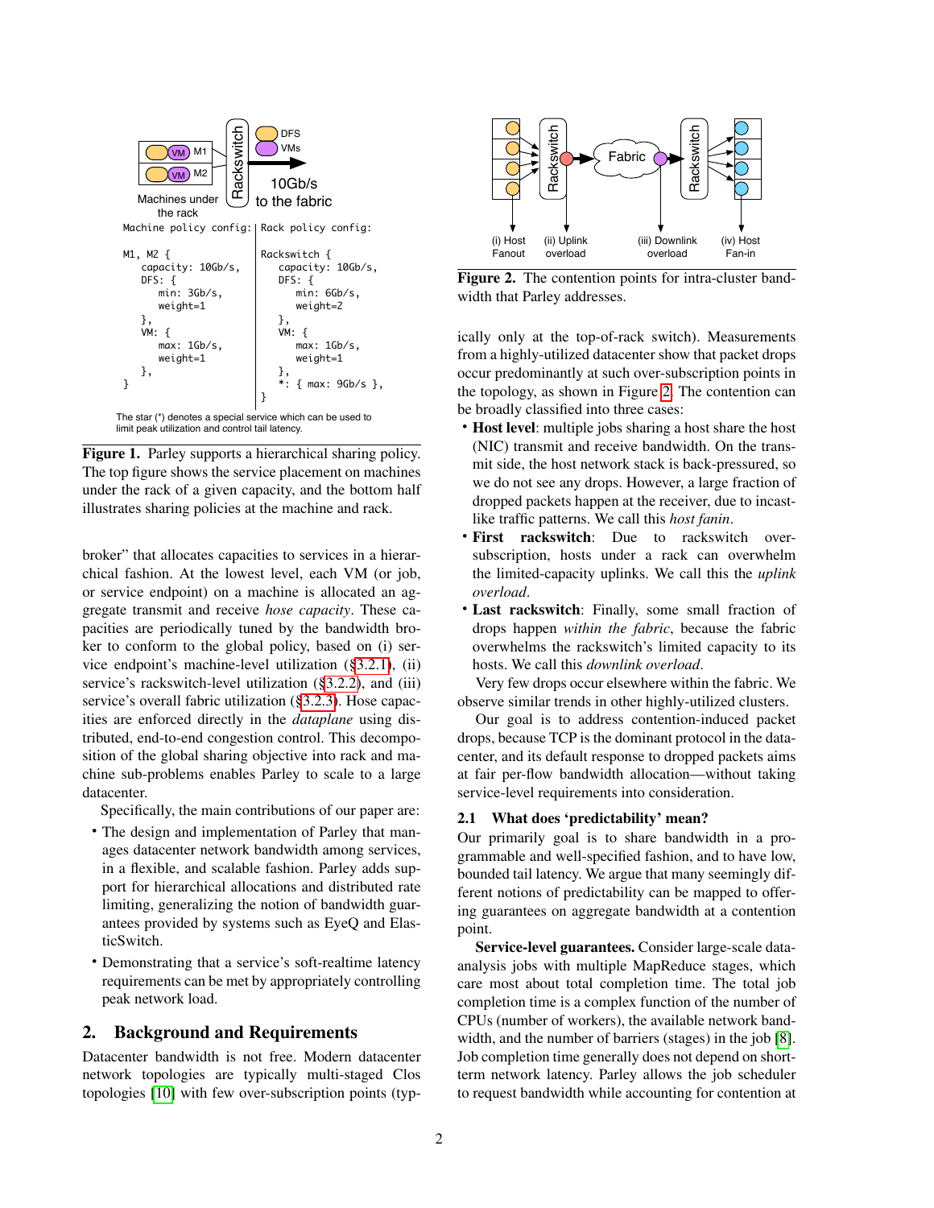Machines under the rack

```
Machine policy config:          Rack policy config:

M1, M2 {                        Rackswitch {
    capacity: 10Gb/s,               capacity: 10Gb/s,
    DFS: {                          DFS: {
        min: 3Gb/s,                     min: 6Gb/s,
        weight=1                        weight=2
    },                              },
    VM: {                           VM: {
        max: 1Gb/s,                     max: 1Gb/s,
        weight=1                        weight=1
    },                              },
}                                   *: { max: 9Gb/s },
                                }
```

The star (*) denotes a special service which can be used to limit peak utilization and control tail latency.

**Figure 1.** Parley supports a hierarchical sharing policy. The top figure shows the service placement on machines under the rack of a given capacity, and the bottom half illustrates sharing policies at the machine and rack.

broker" that allocates capacities to services in a hierarchical fashion. At the lowest level, each VM (or job, or service endpoint) on a machine is allocated an aggregate transmit and receive *hose capacity*. These capacities are periodically tuned by the bandwidth broker to conform to the global policy, based on (i) service endpoint's machine-level utilization (§3.2.1), (ii) service's rackswitch-level utilization (§3.2.2), and (iii) service's overall fabric utilization (§3.2.3). Hose capacities are enforced directly in the *dataplane* using distributed, end-to-end congestion control. This decomposition of the global sharing objective into rack and machine sub-problems enables Parley to scale to a large datacenter.

Specifically, the main contributions of our paper are:

- The design and implementation of Parley that manages datacenter network bandwidth among services, in a flexible, and scalable fashion. Parley adds support for hierarchical allocations and distributed rate limiting, generalizing the notion of bandwidth guarantees provided by systems such as EyeQ and ElasticSwitch.
- Demonstrating that a service's soft-realtime latency requirements can be met by appropriately controlling peak network load.

## 2. Background and Requirements

Datacenter bandwidth is not free. Modern datacenter network topologies are typically multi-staged Clos topologies [10] with few over-subscription points (typically only at the top-of-rack switch). Measurements from a highly-utilized datacenter show that packet drops occur predominantly at such over-subscription points in the topology, as shown in Figure 2. The contention can be broadly classified into three cases:

(i) Host Fanout, (ii) Uplink overload, (iii) Downlink overload, (iv) Host Fan-in

**Figure 2.** The contention points for intra-cluster bandwidth that Parley addresses.

- **Host level**: multiple jobs sharing a host share the host (NIC) transmit and receive bandwidth. On the transmit side, the host network stack is back-pressured, so we do not see any drops. However, a large fraction of dropped packets happen at the receiver, due to incast-like traffic patterns. We call this *host fanin*.
- **First rackswitch**: Due to rackswitch over-subscription, hosts under a rack can overwhelm the limited-capacity uplinks. We call this the *uplink overload*.
- **Last rackswitch**: Finally, some small fraction of drops happen *within the fabric*, because the fabric overwhelms the rackswitch's limited capacity to its hosts. We call this *downlink overload*.

Very few drops occur elsewhere within the fabric. We observe similar trends in other highly-utilized clusters.

Our goal is to address contention-induced packet drops, because TCP is the dominant protocol in the datacenter, and its default response to dropped packets aims at fair per-flow bandwidth allocation—without taking service-level requirements into consideration.

### 2.1 What does 'predictability' mean?

Our primarily goal is to share bandwidth in a programmable and well-specified fashion, and to have low, bounded tail latency. We argue that many seemingly different notions of predictability can be mapped to offering guarantees on aggregate bandwidth at a contention point.

**Service-level guarantees.** Consider large-scale data-analysis jobs with multiple MapReduce stages, which care most about total completion time. The total job completion time is a complex function of the number of CPUs (number of workers), the available network bandwidth, and the number of barriers (stages) in the job [8]. Job completion time generally does not depend on short-term network latency. Parley allows the job scheduler to request bandwidth while accounting for contention at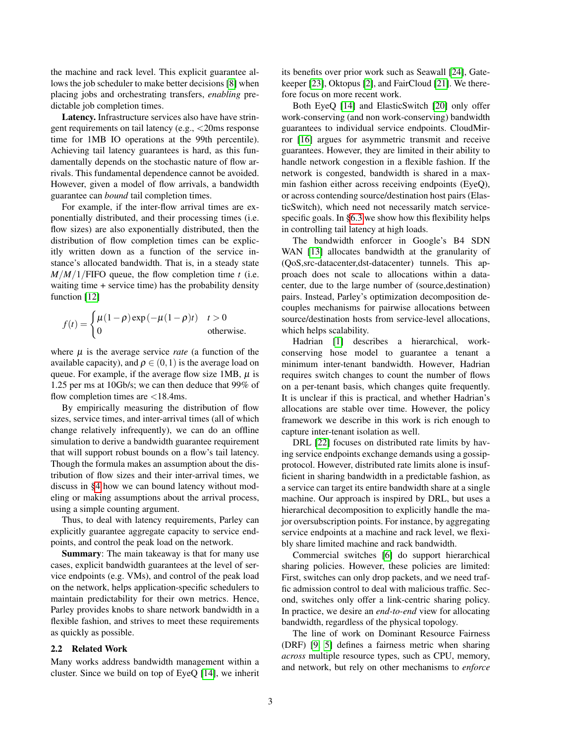the machine and rack level. This explicit guarantee allows the job scheduler to make better decisions [8] when placing jobs and orchestrating transfers, *enabling* predictable job completion times.

**Latency.** Infrastructure services also have have stringent requirements on tail latency (e.g., <20ms response time for 1MB IO operations at the 99th percentile). Achieving tail latency guarantees is hard, as this fundamentally depends on the stochastic nature of flow arrivals. This fundamental dependence cannot be avoided. However, given a model of flow arrivals, a bandwidth guarantee can *bound* tail completion times.

For example, if the inter-flow arrival times are exponentially distributed, and their processing times (i.e. flow sizes) are also exponentially distributed, then the distribution of flow completion times can be explicitly written down as a function of the service instance's allocated bandwidth. That is, in a steady state $M/M/1$/FIFO queue, the flow completion time $t$ (i.e. waiting time + service time) has the probability density function [12]

$$f(t) = \begin{cases} \mu(1-\rho)\exp(-\mu(1-\rho)t) & t > 0 \\ 0 & \text{otherwise.} \end{cases}$$

where $\mu$ is the average service *rate* (a function of the available capacity), and $\rho \in (0,1)$ is the average load on queue. For example, if the average flow size 1MB, $\mu$ is 1.25 per ms at 10Gb/s; we can then deduce that 99% of flow completion times are <18.4ms.

By empirically measuring the distribution of flow sizes, service times, and inter-arrival times (all of which change relatively infrequently), we can do an offline simulation to derive a bandwidth guarantee requirement that will support robust bounds on a flow's tail latency. Though the formula makes an assumption about the distribution of flow sizes and their inter-arrival times, we discuss in §4 how we can bound latency without modeling or making assumptions about the arrival process, using a simple counting argument.

Thus, to deal with latency requirements, Parley can explicitly guarantee aggregate capacity to service endpoints, and control the peak load on the network.

**Summary**: The main takeaway is that for many use cases, explicit bandwidth guarantees at the level of service endpoints (e.g. VMs), and control of the peak load on the network, helps application-specific schedulers to maintain predictability for their own metrics. Hence, Parley provides knobs to share network bandwidth in a flexible fashion, and strives to meet these requirements as quickly as possible.

### 2.2 Related Work

Many works address bandwidth management within a cluster. Since we build on top of EyeQ [14], we inherit its benefits over prior work such as Seawall [24], Gatekeeper [23], Oktopus [2], and FairCloud [21]. We therefore focus on more recent work.

Both EyeQ [14] and ElasticSwitch [20] only offer work-conserving (and non work-conserving) bandwidth guarantees to individual service endpoints. CloudMirror [16] argues for asymmetric transmit and receive guarantees. However, they are limited in their ability to handle network congestion in a flexible fashion. If the network is congested, bandwidth is shared in a max-min fashion either across receiving endpoints (EyeQ), or across contending source/destination host pairs (ElasticSwitch), which need not necessarily match service-specific goals. In §6.3 we show how this flexibility helps in controlling tail latency at high loads.

The bandwidth enforcer in Google's B4 SDN WAN [13] allocates bandwidth at the granularity of (QoS,src-datacenter,dst-datacenter) tunnels. This approach does not scale to allocations within a datacenter, due to the large number of (source,destination) pairs. Instead, Parley's optimization decomposition decouples mechanisms for pairwise allocations between source/destination hosts from service-level allocations, which helps scalability.

Hadrian [1] describes a hierarchical, work-conserving hose model to guarantee a tenant a minimum inter-tenant bandwidth. However, Hadrian requires switch changes to count the number of flows on a per-tenant basis, which changes quite frequently. It is unclear if this is practical, and whether Hadrian's allocations are stable over time. However, the policy framework we describe in this work is rich enough to capture inter-tenant isolation as well.

DRL [22] focuses on distributed rate limits by having service endpoints exchange demands using a gossip-protocol. However, distributed rate limits alone is insufficient in sharing bandwidth in a predictable fashion, as a service can target its entire bandwidth share at a single machine. Our approach is inspired by DRL, but uses a hierarchical decomposition to explicitly handle the major oversubscription points. For instance, by aggregating service endpoints at a machine and rack level, we flexibly share limited machine and rack bandwidth.

Commercial switches [6] do support hierarchical sharing policies. However, these policies are limited: First, switches can only drop packets, and we need traffic admission control to deal with malicious traffic. Second, switches only offer a link-centric sharing policy. In practice, we desire an *end-to-end* view for allocating bandwidth, regardless of the physical topology.

The line of work on Dominant Resource Fairness (DRF) [9, 5] defines a fairness metric when sharing *across* multiple resource types, such as CPU, memory, and network, but rely on other mechanisms to *enforce*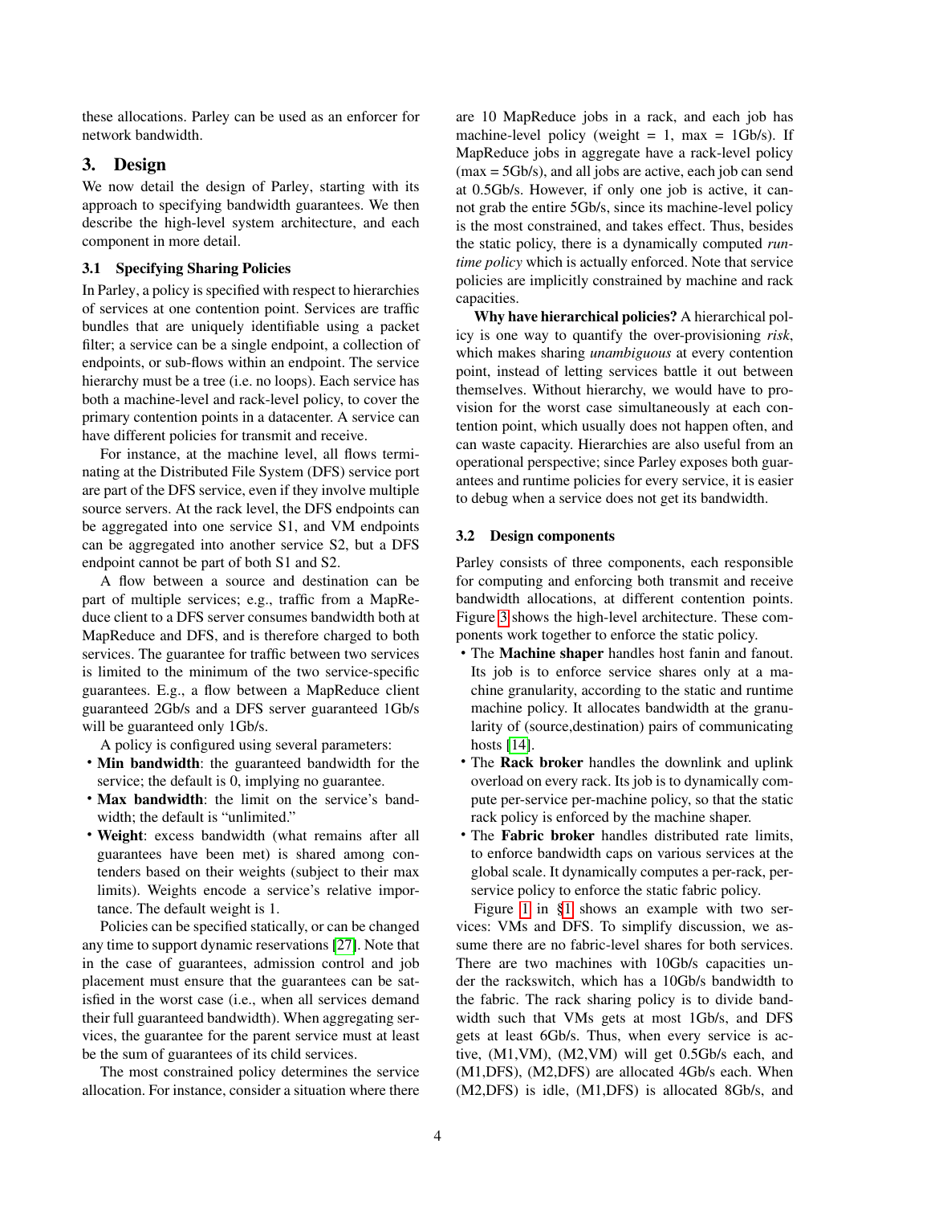these allocations. Parley can be used as an enforcer for network bandwidth.

## 3. Design

We now detail the design of Parley, starting with its approach to specifying bandwidth guarantees. We then describe the high-level system architecture, and each component in more detail.

### 3.1 Specifying Sharing Policies

In Parley, a policy is specified with respect to hierarchies of services at one contention point. Services are traffic bundles that are uniquely identifiable using a packet filter; a service can be a single endpoint, a collection of endpoints, or sub-flows within an endpoint. The service hierarchy must be a tree (i.e. no loops). Each service has both a machine-level and rack-level policy, to cover the primary contention points in a datacenter. A service can have different policies for transmit and receive.

For instance, at the machine level, all flows terminating at the Distributed File System (DFS) service port are part of the DFS service, even if they involve multiple source servers. At the rack level, the DFS endpoints can be aggregated into one service S1, and VM endpoints can be aggregated into another service S2, but a DFS endpoint cannot be part of both S1 and S2.

A flow between a source and destination can be part of multiple services; e.g., traffic from a MapReduce client to a DFS server consumes bandwidth both at MapReduce and DFS, and is therefore charged to both services. The guarantee for traffic between two services is limited to the minimum of the two service-specific guarantees. E.g., a flow between a MapReduce client guaranteed 2Gb/s and a DFS server guaranteed 1Gb/s will be guaranteed only 1Gb/s.

A policy is configured using several parameters:

- **Min bandwidth**: the guaranteed bandwidth for the service; the default is 0, implying no guarantee.
- **Max bandwidth**: the limit on the service's bandwidth; the default is "unlimited."
- **Weight**: excess bandwidth (what remains after all guarantees have been met) is shared among contenders based on their weights (subject to their max limits). Weights encode a service's relative importance. The default weight is 1.

Policies can be specified statically, or can be changed any time to support dynamic reservations [27]. Note that in the case of guarantees, admission control and job placement must ensure that the guarantees can be satisfied in the worst case (i.e., when all services demand their full guaranteed bandwidth). When aggregating services, the guarantee for the parent service must at least be the sum of guarantees of its child services.

The most constrained policy determines the service allocation. For instance, consider a situation where there are 10 MapReduce jobs in a rack, and each job has machine-level policy (weight = 1, max = 1Gb/s). If MapReduce jobs in aggregate have a rack-level policy (max = 5Gb/s), and all jobs are active, each job can send at 0.5Gb/s. However, if only one job is active, it cannot grab the entire 5Gb/s, since its machine-level policy is the most constrained, and takes effect. Thus, besides the static policy, there is a dynamically computed *runtime policy* which is actually enforced. Note that service policies are implicitly constrained by machine and rack capacities.

**Why have hierarchical policies?** A hierarchical policy is one way to quantify the over-provisioning *risk*, which makes sharing *unambiguous* at every contention point, instead of letting services battle it out between themselves. Without hierarchy, we would have to provision for the worst case simultaneously at each contention point, which usually does not happen often, and can waste capacity. Hierarchies are also useful from an operational perspective; since Parley exposes both guarantees and runtime policies for every service, it is easier to debug when a service does not get its bandwidth.

### 3.2 Design components

Parley consists of three components, each responsible for computing and enforcing both transmit and receive bandwidth allocations, at different contention points. Figure 3 shows the high-level architecture. These components work together to enforce the static policy.

- The **Machine shaper** handles host fanin and fanout. Its job is to enforce service shares only at a machine granularity, according to the static and runtime machine policy. It allocates bandwidth at the granularity of (source,destination) pairs of communicating hosts [14].
- The **Rack broker** handles the downlink and uplink overload on every rack. Its job is to dynamically compute per-service per-machine policy, so that the static rack policy is enforced by the machine shaper.
- The **Fabric broker** handles distributed rate limits, to enforce bandwidth caps on various services at the global scale. It dynamically computes a per-rack, per-service policy to enforce the static fabric policy.

Figure 1 in §1 shows an example with two services: VMs and DFS. To simplify discussion, we assume there are no fabric-level shares for both services. There are two machines with 10Gb/s capacities under the rackswitch, which has a 10Gb/s bandwidth to the fabric. The rack sharing policy is to divide bandwidth such that VMs gets at most 1Gb/s, and DFS gets at least 6Gb/s. Thus, when every service is active, (M1,VM), (M2,VM) will get 0.5Gb/s each, and (M1,DFS), (M2,DFS) are allocated 4Gb/s each. When (M2,DFS) is idle, (M1,DFS) is allocated 8Gb/s, and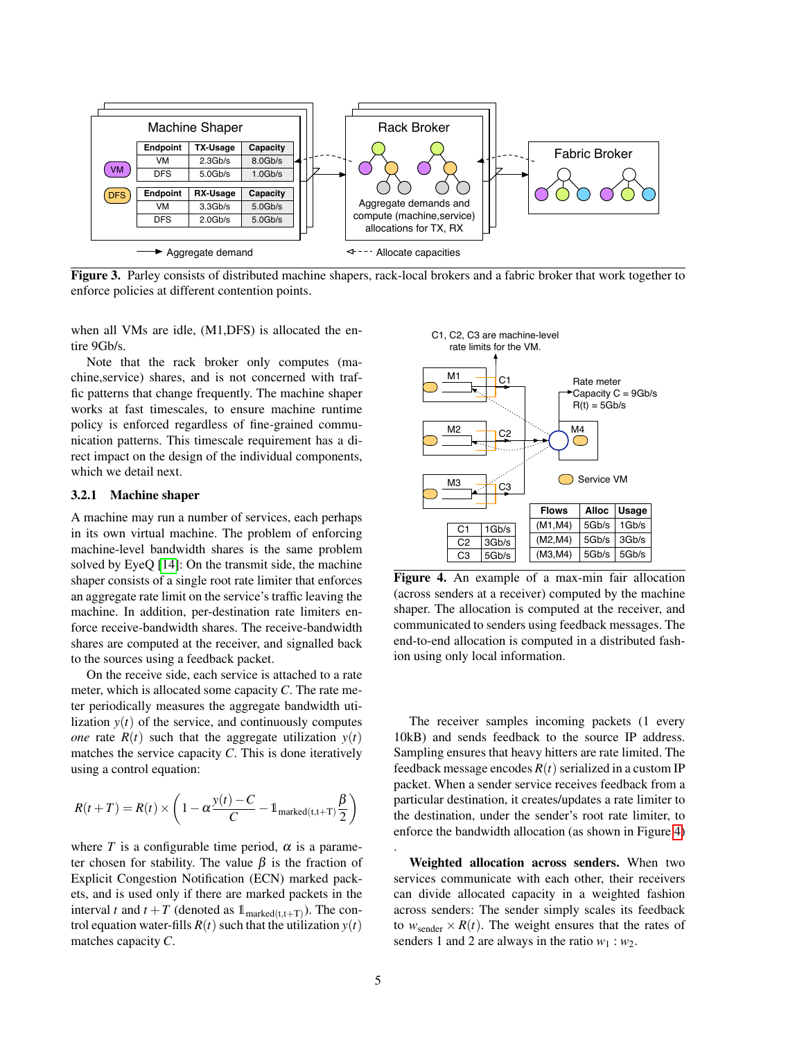**Figure 3.** Parley consists of distributed machine shapers, rack-local brokers and a fabric broker that work together to enforce policies at different contention points.

when all VMs are idle, (M1,DFS) is allocated the entire 9Gb/s.

Note that the rack broker only computes (machine,service) shares, and is not concerned with traffic patterns that change frequently. The machine shaper works at fast timescales, to ensure machine runtime policy is enforced regardless of fine-grained communication patterns. This timescale requirement has a direct impact on the design of the individual components, which we detail next.

### 3.2.1 Machine shaper

A machine may run a number of services, each perhaps in its own virtual machine. The problem of enforcing machine-level bandwidth shares is the same problem solved by EyeQ [14]: On the transmit side, the machine shaper consists of a single root rate limiter that enforces an aggregate rate limit on the service's traffic leaving the machine. In addition, per-destination rate limiters enforce receive-bandwidth shares. The receive-bandwidth shares are computed at the receiver, and signalled back to the sources using a feedback packet.

On the receive side, each service is attached to a rate meter, which is allocated some capacity $C$. The rate meter periodically measures the aggregate bandwidth utilization $y(t)$ of the service, and continuously computes *one* rate $R(t)$ such that the aggregate utilization $y(t)$ matches the service capacity $C$. This is done iteratively using a control equation:

$$R(t+T) = R(t) \times \left(1 - \alpha \frac{y(t) - C}{C} - \mathbb{1}_{\text{marked}(t,t+T)} \frac{\beta}{2}\right)$$

where $T$ is a configurable time period, $\alpha$ is a parameter chosen for stability. The value $\beta$ is the fraction of Explicit Congestion Notification (ECN) marked packets, and is used only if there are marked packets in the interval $t$ and $t+T$ (denoted as $\mathbb{1}_{\text{marked}(t,t+T)}$). The control equation water-fills $R(t)$ such that the utilization $y(t)$ matches capacity $C$.

**Figure 4.** An example of a max-min fair allocation (across senders at a receiver) computed by the machine shaper. The allocation is computed at the receiver, and communicated to senders using feedback messages. The end-to-end allocation is computed in a distributed fashion using only local information.

The receiver samples incoming packets (1 every 10kB) and sends feedback to the source IP address. Sampling ensures that heavy hitters are rate limited. The feedback message encodes $R(t)$ serialized in a custom IP packet. When a sender service receives feedback from a particular destination, it creates/updates a rate limiter to the destination, under the sender's root rate limiter, to enforce the bandwidth allocation (as shown in Figure 4) .

**Weighted allocation across senders.** When two services communicate with each other, their receivers can divide allocated capacity in a weighted fashion across senders: The sender simply scales its feedback to $w_{\text{sender}} \times R(t)$. The weight ensures that the rates of senders 1 and 2 are always in the ratio $w_1 : w_2$.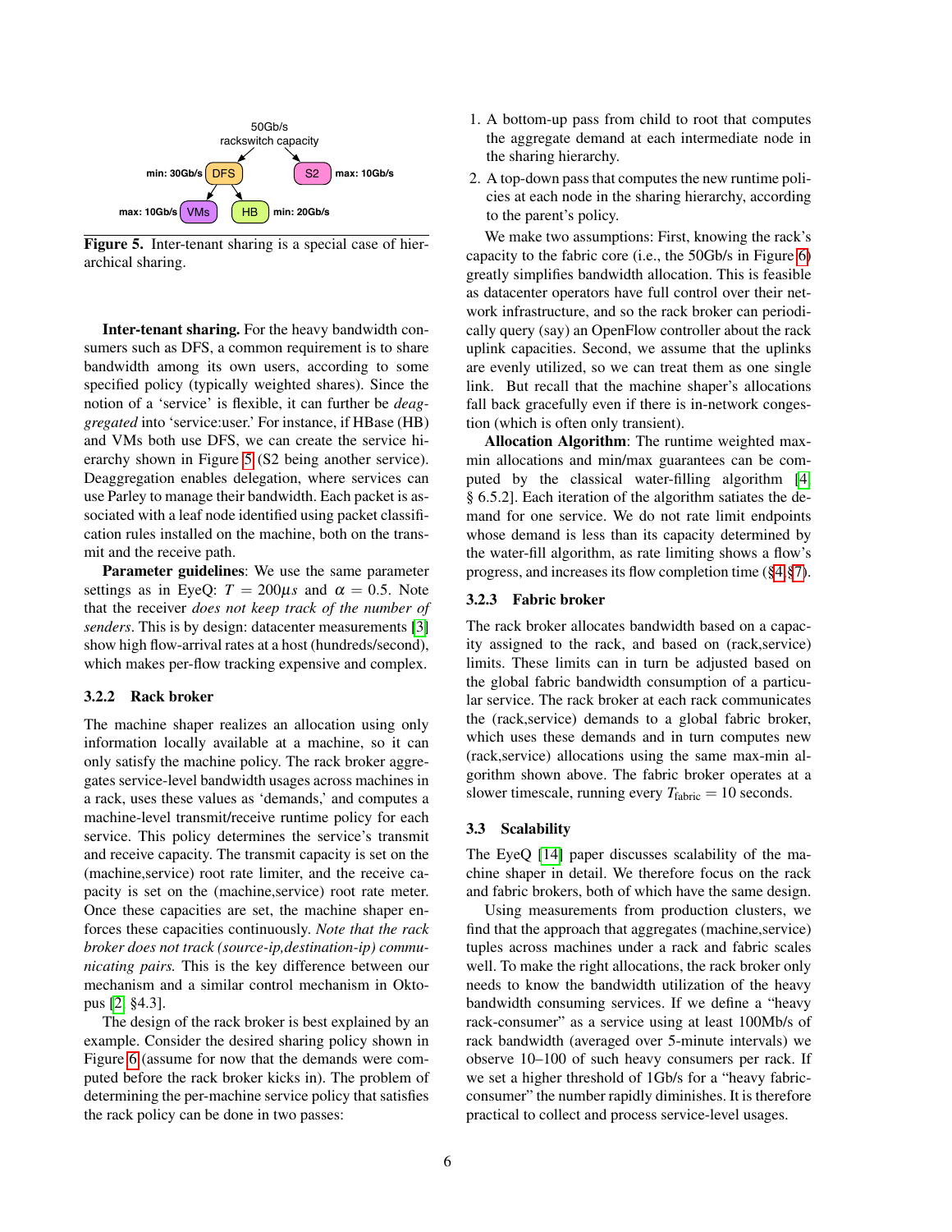50Gb/s
rackswitch capacity

min: 30Gb/s DFS    S2 max: 10Gb/s

max: 10Gb/s VMs    HB min: 20Gb/s

**Figure 5.** Inter-tenant sharing is a special case of hierarchical sharing.

**Inter-tenant sharing.** For the heavy bandwidth consumers such as DFS, a common requirement is to share bandwidth among its own users, according to some specified policy (typically weighted shares). Since the notion of a 'service' is flexible, it can further be *deaggregated* into 'service:user.' For instance, if HBase (HB) and VMs both use DFS, we can create the service hierarchy shown in Figure 5 (S2 being another service). Deaggregation enables delegation, where services can use Parley to manage their bandwidth. Each packet is associated with a leaf node identified using packet classification rules installed on the machine, both on the transmit and the receive path.

**Parameter guidelines**: We use the same parameter settings as in EyeQ: $T = 200\mu s$ and $\alpha = 0.5$. Note that the receiver *does not keep track of the number of senders*. This is by design: datacenter measurements [3] show high flow-arrival rates at a host (hundreds/second), which makes per-flow tracking expensive and complex.

### 3.2.2 Rack broker

The machine shaper realizes an allocation using only information locally available at a machine, so it can only satisfy the machine policy. The rack broker aggregates service-level bandwidth usages across machines in a rack, uses these values as 'demands,' and computes a machine-level transmit/receive runtime policy for each service. This policy determines the service's transmit and receive capacity. The transmit capacity is set on the (machine,service) root rate limiter, and the receive capacity is set on the (machine,service) root rate meter. Once these capacities are set, the machine shaper enforces these capacities continuously. *Note that the rack broker does not track (source-ip,destination-ip) communicating pairs.* This is the key difference between our mechanism and a similar control mechanism in Oktopus [2, §4.3].

The design of the rack broker is best explained by an example. Consider the desired sharing policy shown in Figure 6 (assume for now that the demands were computed before the rack broker kicks in). The problem of determining the per-machine service policy that satisfies the rack policy can be done in two passes:

1. A bottom-up pass from child to root that computes the aggregate demand at each intermediate node in the sharing hierarchy.
2. A top-down pass that computes the new runtime policies at each node in the sharing hierarchy, according to the parent's policy.

We make two assumptions: First, knowing the rack's capacity to the fabric core (i.e., the 50Gb/s in Figure 6) greatly simplifies bandwidth allocation. This is feasible as datacenter operators have full control over their network infrastructure, and so the rack broker can periodically query (say) an OpenFlow controller about the rack uplink capacities. Second, we assume that the uplinks are evenly utilized, so we can treat them as one single link. But recall that the machine shaper's allocations fall back gracefully even if there is in-network congestion (which is often only transient).

**Allocation Algorithm**: The runtime weighted max-min allocations and min/max guarantees can be computed by the classical water-filling algorithm [4, § 6.5.2]. Each iteration of the algorithm satiates the demand for one service. We do not rate limit endpoints whose demand is less than its capacity determined by the water-fill algorithm, as rate limiting shows a flow's progress, and increases its flow completion time (§4.§7).

### 3.2.3 Fabric broker

The rack broker allocates bandwidth based on a capacity assigned to the rack, and based on (rack,service) limits. These limits can in turn be adjusted based on the global fabric bandwidth consumption of a particular service. The rack broker at each rack communicates the (rack,service) demands to a global fabric broker, which uses these demands and in turn computes new (rack,service) allocations using the same max-min algorithm shown above. The fabric broker operates at a slower timescale, running every $T_{\text{fabric}} = 10$ seconds.

## 3.3 Scalability

The EyeQ [14] paper discusses scalability of the machine shaper in detail. We therefore focus on the rack and fabric brokers, both of which have the same design.

Using measurements from production clusters, we find that the approach that aggregates (machine,service) tuples across machines under a rack and fabric scales well. To make the right allocations, the rack broker only needs to know the bandwidth utilization of the heavy bandwidth consuming services. If we define a "heavy rack-consumer" as a service using at least 100Mb/s of rack bandwidth (averaged over 5-minute intervals) we observe 10–100 of such heavy consumers per rack. If we set a higher threshold of 1Gb/s for a "heavy fabric-consumer" the number rapidly diminishes. It is therefore practical to collect and process service-level usages.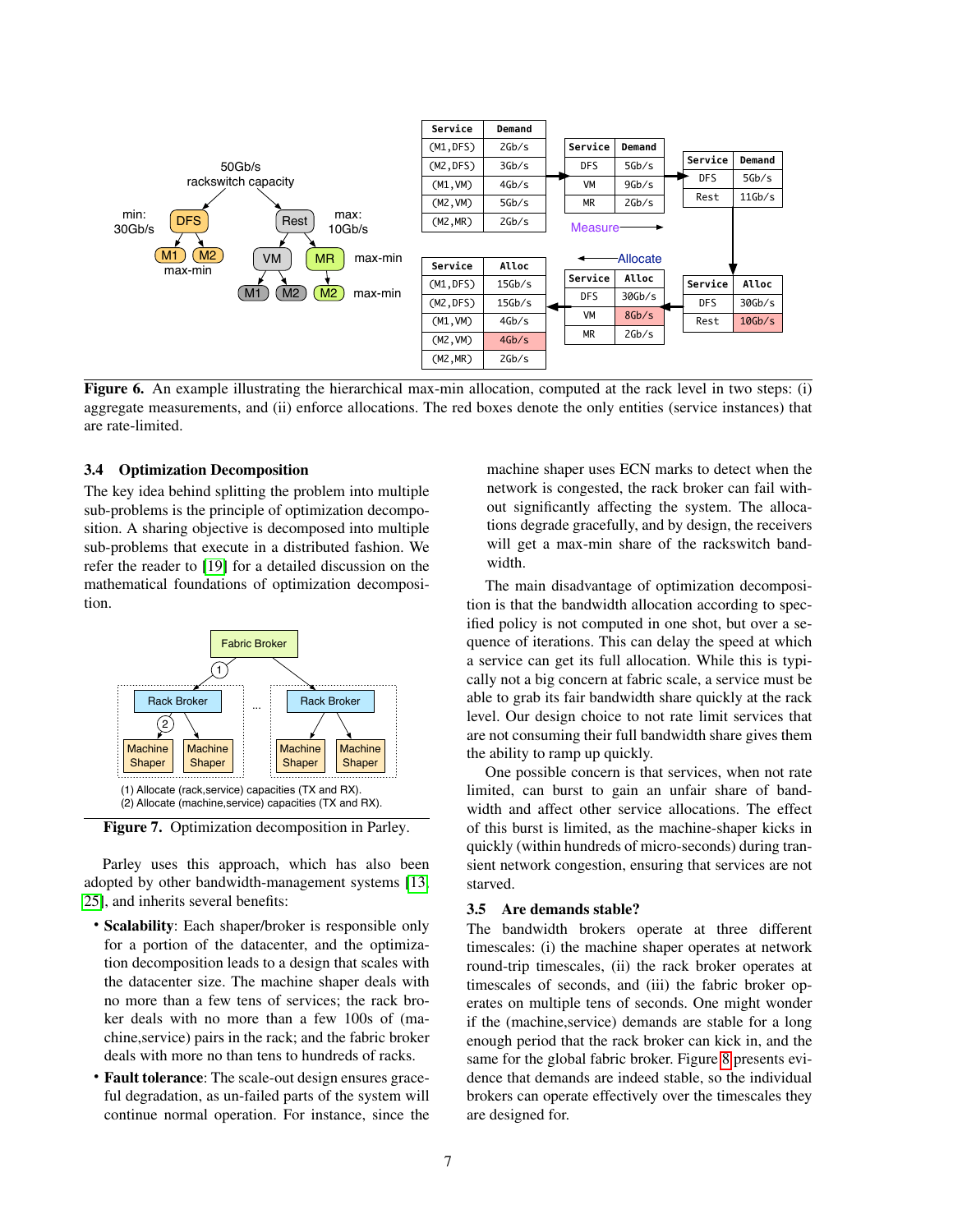| Service | Demand |
|---|---|
| (M1,DFS) | 2Gb/s |
| (M2,DFS) | 3Gb/s |
| (M1,VM) | 4Gb/s |
| (M2,VM) | 5Gb/s |
| (M2,MR) | 2Gb/s |

| Service | Demand |
|---|---|
| DFS | 5Gb/s |
| VM | 9Gb/s |
| MR | 2Gb/s |

| Service | Demand |
|---|---|
| DFS | 5Gb/s |
| Rest | 11Gb/s |

| Service | Alloc |
|---|---|
| (M1,DFS) | 15Gb/s |
| (M2,DFS) | 15Gb/s |
| (M1,VM) | 4Gb/s |
| (M2,VM) | 4Gb/s |
| (M2,MR) | 2Gb/s |

| Service | Alloc |
|---|---|
| DFS | 30Gb/s |
| VM | 8Gb/s |
| MR | 2Gb/s |

| Service | Alloc |
|---|---|
| DFS | 30Gb/s |
| Rest | 10Gb/s |

**Figure 6.** An example illustrating the hierarchical max-min allocation, computed at the rack level in two steps: (i) aggregate measurements, and (ii) enforce allocations. The red boxes denote the only entities (service instances) that are rate-limited.

### 3.4 Optimization Decomposition

The key idea behind splitting the problem into multiple sub-problems is the principle of optimization decomposition. A sharing objective is decomposed into multiple sub-problems that execute in a distributed fashion. We refer the reader to [19] for a detailed discussion on the mathematical foundations of optimization decomposition.

(1) Allocate (rack,service) capacities (TX and RX).
(2) Allocate (machine,service) capacities (TX and RX).

**Figure 7.** Optimization decomposition in Parley.

Parley uses this approach, which has also been adopted by other bandwidth-management systems [13, 25], and inherits several benefits:

- **Scalability**: Each shaper/broker is responsible only for a portion of the datacenter, and the optimization decomposition leads to a design that scales with the datacenter size. The machine shaper deals with no more than a few tens of services; the rack broker deals with no more than a few 100s of (machine,service) pairs in the rack; and the fabric broker deals with more no than tens to hundreds of racks.
- **Fault tolerance**: The scale-out design ensures graceful degradation, as un-failed parts of the system will continue normal operation. For instance, since the machine shaper uses ECN marks to detect when the network is congested, the rack broker can fail without significantly affecting the system. The allocations degrade gracefully, and by design, the receivers will get a max-min share of the rackswitch bandwidth.

The main disadvantage of optimization decomposition is that the bandwidth allocation according to specified policy is not computed in one shot, but over a sequence of iterations. This can delay the speed at which a service can get its full allocation. While this is typically not a big concern at fabric scale, a service must be able to grab its fair bandwidth share quickly at the rack level. Our design choice to not rate limit services that are not consuming their full bandwidth share gives them the ability to ramp up quickly.

One possible concern is that services, when not rate limited, can burst to gain an unfair share of bandwidth and affect other service allocations. The effect of this burst is limited, as the machine-shaper kicks in quickly (within hundreds of micro-seconds) during transient network congestion, ensuring that services are not starved.

### 3.5 Are demands stable?

The bandwidth brokers operate at three different timescales: (i) the machine shaper operates at network round-trip timescales, (ii) the rack broker operates at timescales of seconds, and (iii) the fabric broker operates on multiple tens of seconds. One might wonder if the (machine,service) demands are stable for a long enough period that the rack broker can kick in, and the same for the global fabric broker. Figure 8 presents evidence that demands are indeed stable, so the individual brokers can operate effectively over the timescales they are designed for.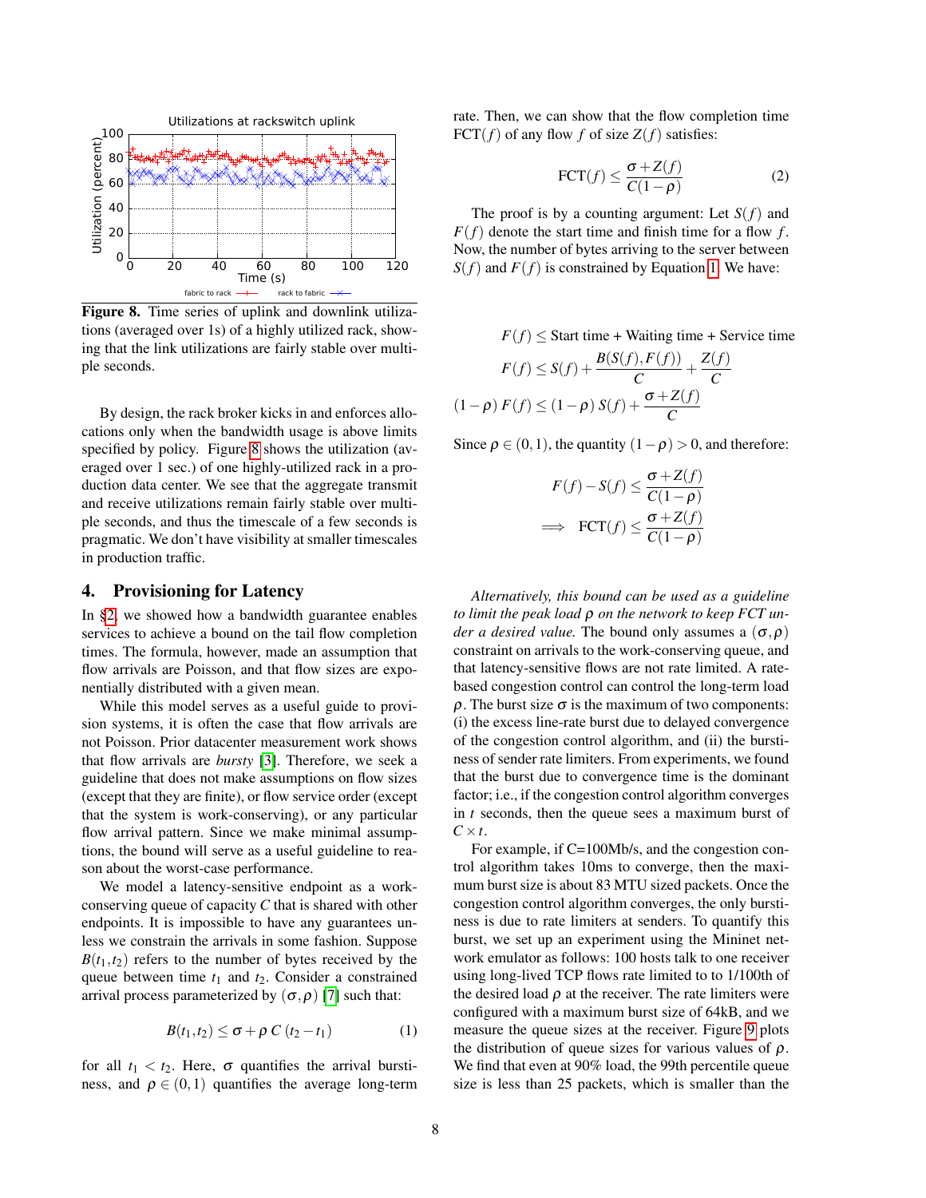Figure 8. Time series of uplink and downlink utilizations (averaged over 1s) of a highly utilized rack, showing that the link utilizations are fairly stable over multiple seconds.

By design, the rack broker kicks in and enforces allocations only when the bandwidth usage is above limits specified by policy. Figure 8 shows the utilization (averaged over 1 sec.) of one highly-utilized rack in a production data center. We see that the aggregate transmit and receive utilizations remain fairly stable over multiple seconds, and thus the timescale of a few seconds is pragmatic. We don't have visibility at smaller timescales in production traffic.

## 4. Provisioning for Latency

In §2, we showed how a bandwidth guarantee enables services to achieve a bound on the tail flow completion times. The formula, however, made an assumption that flow arrivals are Poisson, and that flow sizes are exponentially distributed with a given mean.

While this model serves as a useful guide to provision systems, it is often the case that flow arrivals are not Poisson. Prior datacenter measurement work shows that flow arrivals are *bursty* [3]. Therefore, we seek a guideline that does not make assumptions on flow sizes (except that they are finite), or flow service order (except that the system is work-conserving), or any particular flow arrival pattern. Since we make minimal assumptions, the bound will serve as a useful guideline to reason about the worst-case performance.

We model a latency-sensitive endpoint as a work-conserving queue of capacity $C$ that is shared with other endpoints. It is impossible to have any guarantees unless we constrain the arrivals in some fashion. Suppose $B(t_1, t_2)$ refers to the number of bytes received by the queue between time $t_1$ and $t_2$. Consider a constrained arrival process parameterized by $(\sigma, \rho)$ [7] such that:

$$B(t_1, t_2) \leq \sigma + \rho\, C\, (t_2 - t_1) \quad (1)$$

for all $t_1 < t_2$. Here, $\sigma$ quantifies the arrival burstiness, and $\rho \in (0, 1)$ quantifies the average long-term rate. Then, we can show that the flow completion time $\text{FCT}(f)$ of any flow $f$ of size $Z(f)$ satisfies:

$$\text{FCT}(f) \leq \frac{\sigma + Z(f)}{C(1-\rho)} \quad (2)$$

The proof is by a counting argument: Let $S(f)$ and $F(f)$ denote the start time and finish time for a flow $f$. Now, the number of bytes arriving to the server between $S(f)$ and $F(f)$ is constrained by Equation 1. We have:

$$F(f) \leq \text{Start time} + \text{Waiting time} + \text{Service time}$$

$$F(f) \leq S(f) + \frac{B(S(f), F(f))}{C} + \frac{Z(f)}{C}$$

$$(1-\rho)\, F(f) \leq (1-\rho)\, S(f) + \frac{\sigma + Z(f)}{C}$$

Since $\rho \in (0, 1)$, the quantity $(1 - \rho) > 0$, and therefore:

$$F(f) - S(f) \leq \frac{\sigma + Z(f)}{C(1-\rho)}$$

$$\implies \text{FCT}(f) \leq \frac{\sigma + Z(f)}{C(1-\rho)}$$

*Alternatively, this bound can be used as a guideline to limit the peak load $\rho$ on the network to keep FCT under a desired value.* The bound only assumes a $(\sigma, \rho)$ constraint on arrivals to the work-conserving queue, and that latency-sensitive flows are not rate limited. A rate-based congestion control can control the long-term load $\rho$. The burst size $\sigma$ is the maximum of two components: (i) the excess line-rate burst due to delayed convergence of the congestion control algorithm, and (ii) the burstiness of sender rate limiters. From experiments, we found that the burst due to convergence time is the dominant factor; i.e., if the congestion control algorithm converges in $t$ seconds, then the queue sees a maximum burst of $C \times t$.

For example, if C=100Mb/s, and the congestion control algorithm takes 10ms to converge, then the maximum burst size is about 83 MTU sized packets. Once the congestion control algorithm converges, the only burstiness is due to rate limiters at senders. To quantify this burst, we set up an experiment using the Mininet network emulator as follows: 100 hosts talk to one receiver using long-lived TCP flows rate limited to to 1/100th of the desired load $\rho$ at the receiver. The rate limiters were configured with a maximum burst size of 64kB, and we measure the queue sizes at the receiver. Figure 9 plots the distribution of queue sizes for various values of $\rho$. We find that even at 90% load, the 99th percentile queue size is less than 25 packets, which is smaller than the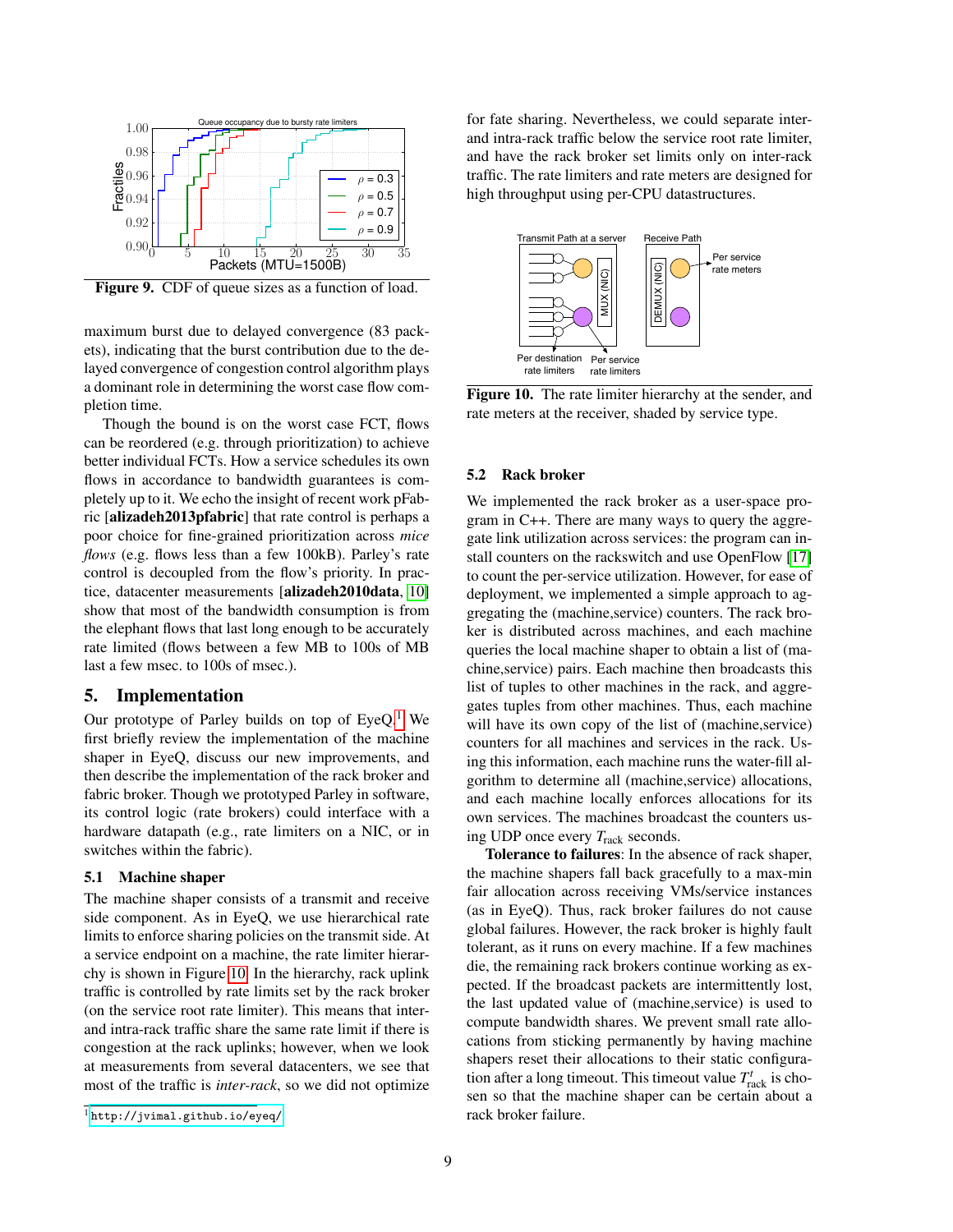Figure 9. CDF of queue sizes as a function of load.

maximum burst due to delayed convergence (83 packets), indicating that the burst contribution due to the delayed convergence of congestion control algorithm plays a dominant role in determining the worst case flow completion time.

Though the bound is on the worst case FCT, flows can be reordered (e.g. through prioritization) to achieve better individual FCTs. How a service schedules its own flows in accordance to bandwidth guarantees is completely up to it. We echo the insight of recent work pFabric [**alizadeh2013pfabric**] that rate control is perhaps a poor choice for fine-grained prioritization across *mice flows* (e.g. flows less than a few 100kB). Parley's rate control is decoupled from the flow's priority. In practice, datacenter measurements [**alizadeh2010data**, [10]] show that most of the bandwidth consumption is from the elephant flows that last long enough to be accurately rate limited (flows between a few MB to 100s of MB last a few msec. to 100s of msec.).

## 5. Implementation

Our prototype of Parley builds on top of EyeQ.[1] We first briefly review the implementation of the machine shaper in EyeQ, discuss our new improvements, and then describe the implementation of the rack broker and fabric broker. Though we prototyped Parley in software, its control logic (rate brokers) could interface with a hardware datapath (e.g., rate limiters on a NIC, or in switches within the fabric).

### 5.1 Machine shaper

The machine shaper consists of a transmit and receive side component. As in EyeQ, we use hierarchical rate limits to enforce sharing policies on the transmit side. At a service endpoint on a machine, the rate limiter hierarchy is shown in Figure 10. In the hierarchy, rack uplink traffic is controlled by rate limits set by the rack broker (on the service root rate limiter). This means that inter- and intra-rack traffic share the same rate limit if there is congestion at the rack uplinks; however, when we look at measurements from several datacenters, we see that most of the traffic is *inter-rack*, so we did not optimize for fate sharing. Nevertheless, we could separate inter- and intra-rack traffic below the service root rate limiter, and have the rack broker set limits only on inter-rack traffic. The rate limiters and rate meters are designed for high throughput using per-CPU datastructures.

Figure 10. The rate limiter hierarchy at the sender, and rate meters at the receiver, shaded by service type.

### 5.2 Rack broker

We implemented the rack broker as a user-space program in C++. There are many ways to query the aggregate link utilization across services: the program can install counters on the rackswitch and use OpenFlow [17] to count the per-service utilization. However, for ease of deployment, we implemented a simple approach to aggregating the (machine,service) counters. The rack broker is distributed across machines, and each machine queries the local machine shaper to obtain a list of (machine,service) pairs. Each machine then broadcasts this list of tuples to other machines in the rack, and aggregates tuples from other machines. Thus, each machine will have its own copy of the list of (machine,service) counters for all machines and services in the rack. Using this information, each machine runs the water-fill algorithm to determine all (machine,service) allocations, and each machine locally enforces allocations for its own services. The machines broadcast the counters using UDP once every $T_{\text{rack}}$ seconds.

**Tolerance to failures**: In the absence of rack shaper, the machine shapers fall back gracefully to a max-min fair allocation across receiving VMs/service instances (as in EyeQ). Thus, rack broker failures do not cause global failures. However, the rack broker is highly fault tolerant, as it runs on every machine. If a few machines die, the remaining rack brokers continue working as expected. If the broadcast packets are intermittently lost, the last updated value of (machine,service) is used to compute bandwidth shares. We prevent small rate allocations from sticking permanently by having machine shapers reset their allocations to their static configuration after a long timeout. This timeout value $T^t_{\text{rack}}$ is chosen so that the machine shaper can be certain about a rack broker failure.

[1] http://jvimal.github.io/eyeq/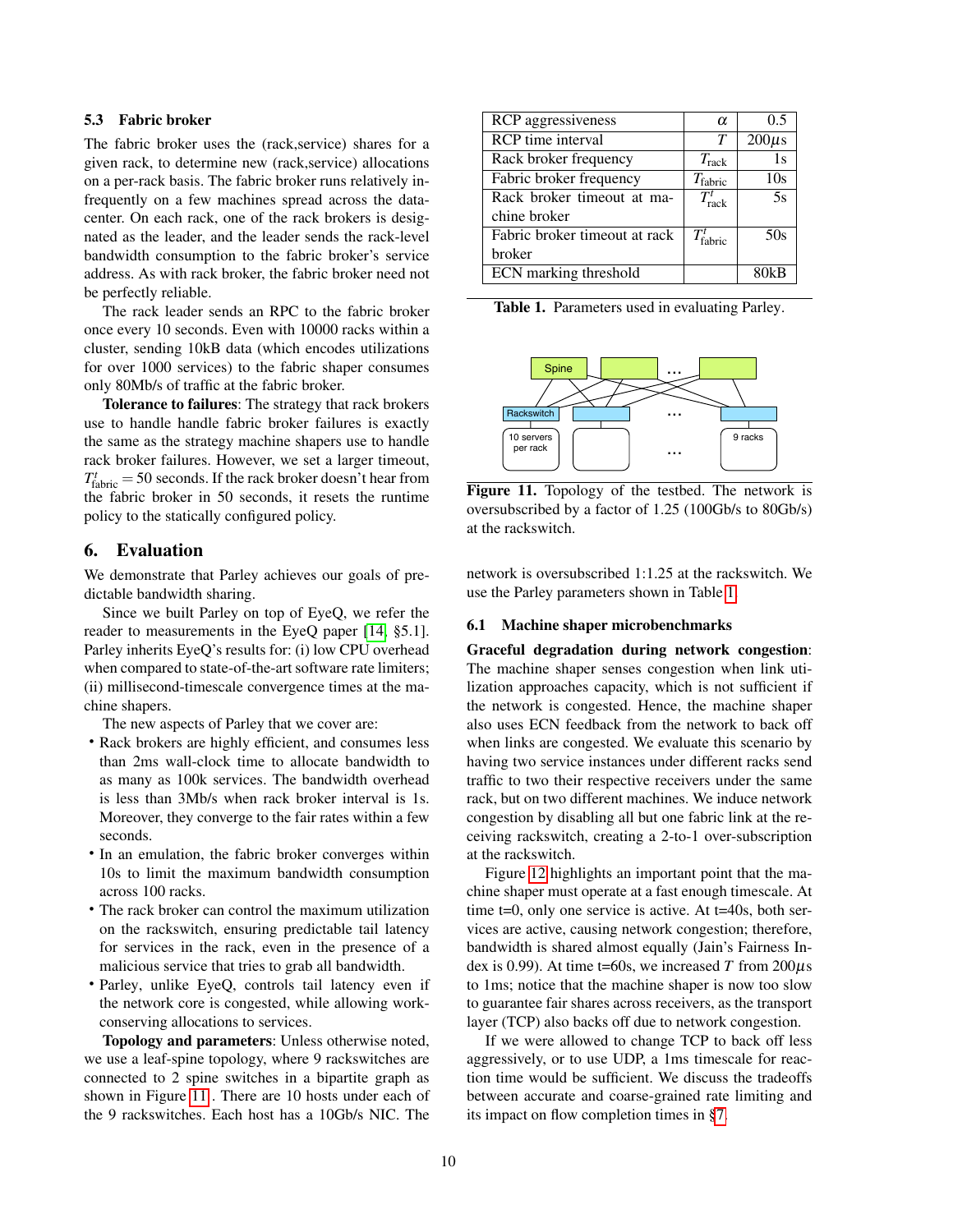### 5.3 Fabric broker

The fabric broker uses the (rack,service) shares for a given rack, to determine new (rack,service) allocations on a per-rack basis. The fabric broker runs relatively infrequently on a few machines spread across the datacenter. On each rack, one of the rack brokers is designated as the leader, and the leader sends the rack-level bandwidth consumption to the fabric broker's service address. As with rack broker, the fabric broker need not be perfectly reliable.

The rack leader sends an RPC to the fabric broker once every 10 seconds. Even with 10000 racks within a cluster, sending 10kB data (which encodes utilizations for over 1000 services) to the fabric shaper consumes only 80Mb/s of traffic at the fabric broker.

**Tolerance to failures**: The strategy that rack brokers use to handle handle fabric broker failures is exactly the same as the strategy machine shapers use to handle rack broker failures. However, we set a larger timeout, $T^t_{\text{fabric}} = 50$ seconds. If the rack broker doesn't hear from the fabric broker in 50 seconds, it resets the runtime policy to the statically configured policy.

## 6. Evaluation

We demonstrate that Parley achieves our goals of predictable bandwidth sharing.

Since we built Parley on top of EyeQ, we refer the reader to measurements in the EyeQ paper [14, §5.1]. Parley inherits EyeQ's results for: (i) low CPU overhead when compared to state-of-the-art software rate limiters; (ii) millisecond-timescale convergence times at the machine shapers.

The new aspects of Parley that we cover are:

- Rack brokers are highly efficient, and consumes less than 2ms wall-clock time to allocate bandwidth to as many as 100k services. The bandwidth overhead is less than 3Mb/s when rack broker interval is 1s. Moreover, they converge to the fair rates within a few seconds.
- In an emulation, the fabric broker converges within 10s to limit the maximum bandwidth consumption across 100 racks.
- The rack broker can control the maximum utilization on the rackswitch, ensuring predictable tail latency for services in the rack, even in the presence of a malicious service that tries to grab all bandwidth.
- Parley, unlike EyeQ, controls tail latency even if the network core is congested, while allowing work-conserving allocations to services.

**Topology and parameters**: Unless otherwise noted, we use a leaf-spine topology, where 9 rackswitches are connected to 2 spine switches in a bipartite graph as shown in Figure 11. There are 10 hosts under each of the 9 rackswitches. Each host has a 10Gb/s NIC. The network is oversubscribed 1:1.25 at the rackswitch. We use the Parley parameters shown in Table 1.

| | | |
|---|---|---|
| RCP aggressiveness | $\alpha$ | 0.5 |
| RCP time interval | $T$ | 200$\mu$s |
| Rack broker frequency | $T_{\text{rack}}$ | 1s |
| Fabric broker frequency | $T_{\text{fabric}}$ | 10s |
| Rack broker timeout at machine broker | $T^t_{\text{rack}}$ | 5s |
| Fabric broker timeout at rack broker | $T^t_{\text{fabric}}$ | 50s |
| ECN marking threshold | | 80kB |

**Table 1.** Parameters used in evaluating Parley.

Spine ... Rackswitch ... 10 servers per rack ... 9 racks

**Figure 11.** Topology of the testbed. The network is oversubscribed by a factor of 1.25 (100Gb/s to 80Gb/s) at the rackswitch.

### 6.1 Machine shaper microbenchmarks

**Graceful degradation during network congestion**: The machine shaper senses congestion when link utilization approaches capacity, which is not sufficient if the network is congested. Hence, the machine shaper also uses ECN feedback from the network to back off when links are congested. We evaluate this scenario by having two service instances under different racks send traffic to two their respective receivers under the same rack, but on two different machines. We induce network congestion by disabling all but one fabric link at the receiving rackswitch, creating a 2-to-1 over-subscription at the rackswitch.

Figure 12 highlights an important point that the machine shaper must operate at a fast enough timescale. At time t=0, only one service is active. At t=40s, both services are active, causing network congestion; therefore, bandwidth is shared almost equally (Jain's Fairness Index is 0.99). At time t=60s, we increased $T$ from 200$\mu$s to 1ms; notice that the machine shaper is now too slow to guarantee fair shares across receivers, as the transport layer (TCP) also backs off due to network congestion.

If we were allowed to change TCP to back off less aggressively, or to use UDP, a 1ms timescale for reaction time would be sufficient. We discuss the tradeoffs between accurate and coarse-grained rate limiting and its impact on flow completion times in §7.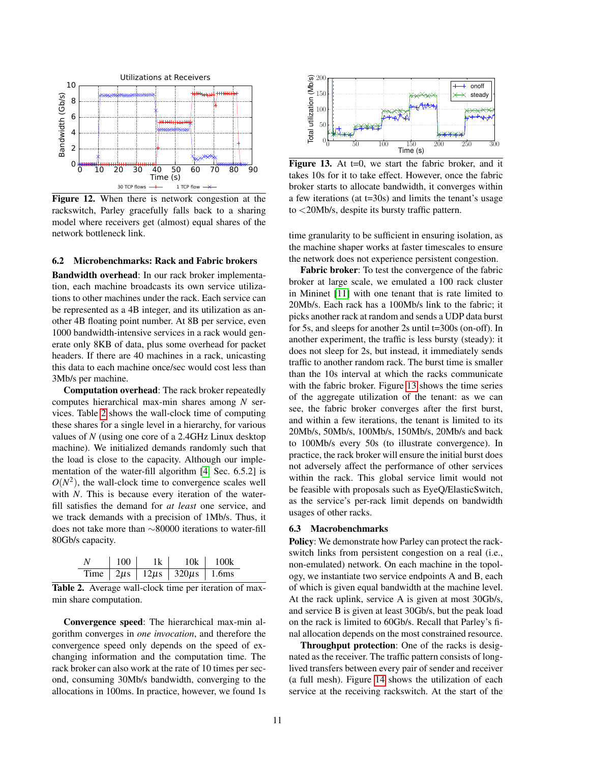Figure 12. When there is network congestion at the rackswitch, Parley gracefully falls back to a sharing model where receivers get (almost) equal shares of the network bottleneck link.

### 6.2 Microbenchmarks: Rack and Fabric brokers

**Bandwidth overhead**: In our rack broker implementation, each machine broadcasts its own service utilizations to other machines under the rack. Each service can be represented as a 4B integer, and its utilization as another 4B floating point number. At 8B per service, even 1000 bandwidth-intensive services in a rack would generate only 8KB of data, plus some overhead for packet headers. If there are 40 machines in a rack, unicasting this data to each machine once/sec would cost less than 3Mb/s per machine.

**Computation overhead**: The rack broker repeatedly computes hierarchical max-min shares among $N$ services. Table 2 shows the wall-clock time of computing these shares for a single level in a hierarchy, for various values of $N$ (using one core of a 2.4GHz Linux desktop machine). We initialized demands randomly such that the load is close to the capacity. Although our implementation of the water-fill algorithm [4, Sec. 6.5.2] is $O(N^2)$, the wall-clock time to convergence scales well with $N$. This is because every iteration of the water-fill satisfies the demand for *at least* one service, and we track demands with a precision of 1Mb/s. Thus, it does not take more than ~80000 iterations to water-fill 80Gb/s capacity.

| $N$ | 100 | 1k | 10k | 100k |
|---|---|---|---|---|
| Time | $2\mu$s | $12\mu$s | $320\mu$s | 1.6ms |

Table 2. Average wall-clock time per iteration of max-min share computation.

**Convergence speed**: The hierarchical max-min algorithm converges in *one invocation*, and therefore the convergence speed only depends on the speed of exchanging information and the computation time. The rack broker can also work at the rate of 10 times per second, consuming 30Mb/s bandwidth, converging to the allocations in 100ms. In practice, however, we found 1s time granularity to be sufficient in ensuring isolation, as the machine shaper works at faster timescales to ensure the network does not experience persistent congestion.

Figure 13. At t=0, we start the fabric broker, and it takes 10s for it to take effect. However, once the fabric broker starts to allocate bandwidth, it converges within a few iterations (at t=30s) and limits the tenant's usage to <20Mb/s, despite its bursty traffic pattern.

**Fabric broker**: To test the convergence of the fabric broker at large scale, we emulated a 100 rack cluster in Mininet [11] with one tenant that is rate limited to 20Mb/s. Each rack has a 100Mb/s link to the fabric; it picks another rack at random and sends a UDP data burst for 5s, and sleeps for another 2s until t=300s (on-off). In another experiment, the traffic is less bursty (steady): it does not sleep for 2s, but instead, it immediately sends traffic to another random rack. The burst time is smaller than the 10s interval at which the racks communicate with the fabric broker. Figure 13 shows the time series of the aggregate utilization of the tenant: as we can see, the fabric broker converges after the first burst, and within a few iterations, the tenant is limited to its 20Mb/s, 50Mb/s, 100Mb/s, 150Mb/s, 20Mb/s and back to 100Mb/s every 50s (to illustrate convergence). In practice, the rack broker will ensure the initial burst does not adversely affect the performance of other services within the rack. This global service limit would not be feasible with proposals such as EyeQ/ElasticSwitch, as the service's per-rack limit depends on bandwidth usages of other racks.

### 6.3 Macrobenchmarks

**Policy**: We demonstrate how Parley can protect the rackswitch links from persistent congestion on a real (i.e., non-emulated) network. On each machine in the topology, we instantiate two service endpoints A and B, each of which is given equal bandwidth at the machine level. At the rack uplink, service A is given at most 30Gb/s, and service B is given at least 30Gb/s, but the peak load on the rack is limited to 60Gb/s. Recall that Parley's final allocation depends on the most constrained resource.

**Throughput protection**: One of the racks is designated as the receiver. The traffic pattern consists of long-lived transfers between every pair of sender and receiver (a full mesh). Figure 14 shows the utilization of each service at the receiving rackswitch. At the start of the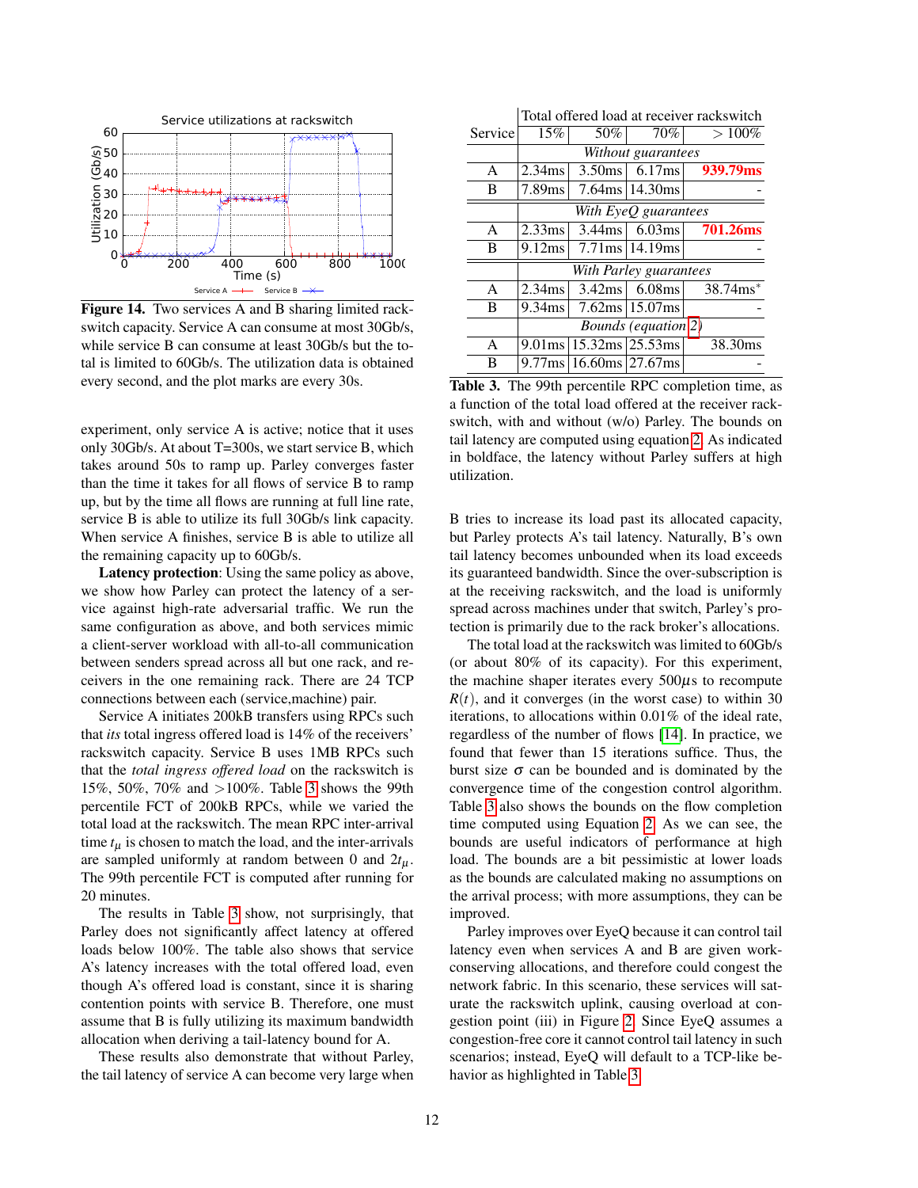Figure 14. Two services A and B sharing limited rackswitch capacity. Service A can consume at most 30Gb/s, while service B can consume at least 30Gb/s but the total is limited to 60Gb/s. The utilization data is obtained every second, and the plot marks are every 30s.

experiment, only service A is active; notice that it uses only 30Gb/s. At about T=300s, we start service B, which takes around 50s to ramp up. Parley converges faster than the time it takes for all flows of service B to ramp up, but by the time all flows are running at full line rate, service B is able to utilize its full 30Gb/s link capacity. When service A finishes, service B is able to utilize all the remaining capacity up to 60Gb/s.

**Latency protection**: Using the same policy as above, we show how Parley can protect the latency of a service against high-rate adversarial traffic. We run the same configuration as above, and both services mimic a client-server workload with all-to-all communication between senders spread across all but one rack, and receivers in the one remaining rack. There are 24 TCP connections between each (service,machine) pair.

Service A initiates 200kB transfers using RPCs such that *its* total ingress offered load is 14% of the receivers' rackswitch capacity. Service B uses 1MB RPCs such that the *total ingress offered load* on the rackswitch is 15%, 50%, 70% and >100%. Table 3 shows the 99th percentile FCT of 200kB RPCs, while we varied the total load at the rackswitch. The mean RPC inter-arrival time $t_\mu$ is chosen to match the load, and the inter-arrivals are sampled uniformly at random between 0 and $2t_\mu$. The 99th percentile FCT is computed after running for 20 minutes.

The results in Table 3 show, not surprisingly, that Parley does not significantly affect latency at offered loads below 100%. The table also shows that service A's latency increases with the total offered load, even though A's offered load is constant, since it is sharing contention points with service B. Therefore, one must assume that B is fully utilizing its maximum bandwidth allocation when deriving a tail-latency bound for A.

These results also demonstrate that without Parley, the tail latency of service A can become very large when B tries to increase its load past its allocated capacity, but Parley protects A's tail latency. Naturally, B's own tail latency becomes unbounded when its load exceeds its guaranteed bandwidth. Since the over-subscription is at the receiving rackswitch, and the load is uniformly spread across machines under that switch, Parley's protection is primarily due to the rack broker's allocations.

| Service | Total offered load at receiver rackswitch 15% | 50% | 70% | > 100% |
|---|---|---|---|---|
| | *Without guarantees* | | | |
| A | 2.34ms | 3.50ms | 6.17ms | **939.79ms** |
| B | 7.89ms | 7.64ms | 14.30ms | - |
| | *With EyeQ guarantees* | | | |
| A | 2.33ms | 3.44ms | 6.03ms | **701.26ms** |
| B | 9.12ms | 7.71ms | 14.19ms | - |
| | *With Parley guarantees* | | | |
| A | 2.34ms | 3.42ms | 6.08ms | 38.74ms* |
| B | 9.34ms | 7.62ms | 15.07ms | - |
| | *Bounds (equation 2)* | | | |
| A | 9.01ms | 15.32ms | 25.53ms | 38.30ms |
| B | 9.77ms | 16.60ms | 27.67ms | - |

Table 3. The 99th percentile RPC completion time, as a function of the total load offered at the receiver rackswitch, with and without (w/o) Parley. The bounds on tail latency are computed using equation 2. As indicated in boldface, the latency without Parley suffers at high utilization.

The total load at the rackswitch was limited to 60Gb/s (or about 80% of its capacity). For this experiment, the machine shaper iterates every 500$\mu$s to recompute $R(t)$, and it converges (in the worst case) to within 30 iterations, to allocations within 0.01% of the ideal rate, regardless of the number of flows [14]. In practice, we found that fewer than 15 iterations suffice. Thus, the burst size $\sigma$ can be bounded and is dominated by the convergence time of the congestion control algorithm. Table 3 also shows the bounds on the flow completion time computed using Equation 2. As we can see, the bounds are useful indicators of performance at high load. The bounds are a bit pessimistic at lower loads as the bounds are calculated making no assumptions on the arrival process; with more assumptions, they can be improved.

Parley improves over EyeQ because it can control tail latency even when services A and B are given work-conserving allocations, and therefore could congest the network fabric. In this scenario, these services will saturate the rackswitch uplink, causing overload at congestion point (iii) in Figure 2. Since EyeQ assumes a congestion-free core it cannot control tail latency in such scenarios; instead, EyeQ will default to a TCP-like behavior as highlighted in Table 3.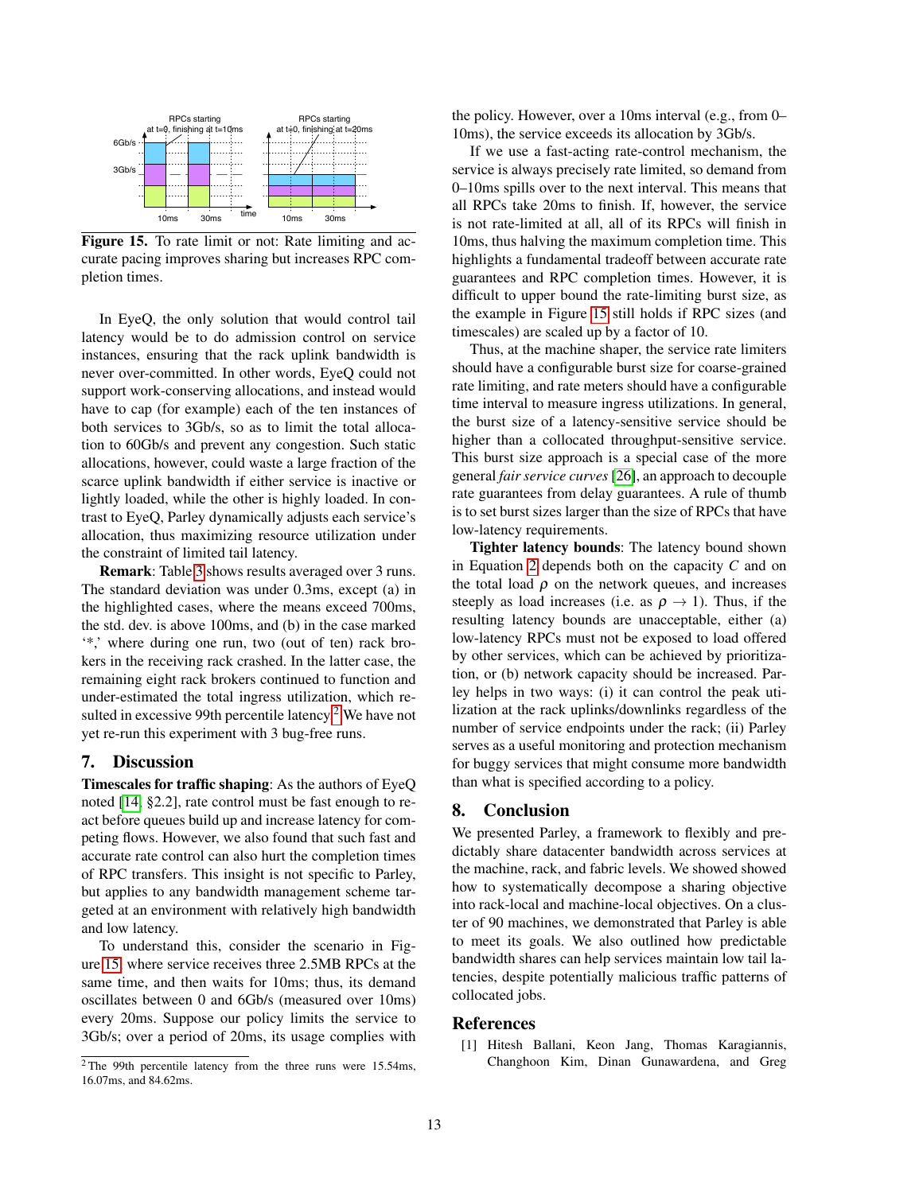Figure 15. To rate limit or not: Rate limiting and accurate pacing improves sharing but increases RPC completion times.

In EyeQ, the only solution that would control tail latency would be to do admission control on service instances, ensuring that the rack uplink bandwidth is never over-committed. In other words, EyeQ could not support work-conserving allocations, and instead would have to cap (for example) each of the ten instances of both services to 3Gb/s, so as to limit the total allocation to 60Gb/s and prevent any congestion. Such static allocations, however, could waste a large fraction of the scarce uplink bandwidth if either service is inactive or lightly loaded, while the other is highly loaded. In contrast to EyeQ, Parley dynamically adjusts each service's allocation, thus maximizing resource utilization under the constraint of limited tail latency.

**Remark**: Table 3 shows results averaged over 3 runs. The standard deviation was under 0.3ms, except (a) in the highlighted cases, where the means exceed 700ms, the std. dev. is above 100ms, and (b) in the case marked '*,' where during one run, two (out of ten) rack brokers in the receiving rack crashed. In the latter case, the remaining eight rack brokers continued to function and under-estimated the total ingress utilization, which resulted in excessive 99th percentile latency.[2] We have not yet re-run this experiment with 3 bug-free runs.

## 7. Discussion

**Timescales for traffic shaping**: As the authors of EyeQ noted [14, §2.2], rate control must be fast enough to react before queues build up and increase latency for competing flows. However, we also found that such fast and accurate rate control can also hurt the completion times of RPC transfers. This insight is not specific to Parley, but applies to any bandwidth management scheme targeted at an environment with relatively high bandwidth and low latency.

To understand this, consider the scenario in Figure 15 where service receives three 2.5MB RPCs at the same time, and then waits for 10ms; thus, its demand oscillates between 0 and 6Gb/s (measured over 10ms) every 20ms. Suppose our policy limits the service to 3Gb/s; over a period of 20ms, its usage complies with the policy. However, over a 10ms interval (e.g., from 0–10ms), the service exceeds its allocation by 3Gb/s.

If we use a fast-acting rate-control mechanism, the service is always precisely rate limited, so demand from 0–10ms spills over to the next interval. This means that all RPCs take 20ms to finish. If, however, the service is not rate-limited at all, all of its RPCs will finish in 10ms, thus halving the maximum completion time. This highlights a fundamental tradeoff between accurate rate guarantees and RPC completion times. However, it is difficult to upper bound the rate-limiting burst size, as the example in Figure 15 still holds if RPC sizes (and timescales) are scaled up by a factor of 10.

Thus, at the machine shaper, the service rate limiters should have a configurable burst size for coarse-grained rate limiting, and rate meters should have a configurable time interval to measure ingress utilizations. In general, the burst size of a latency-sensitive service should be higher than a collocated throughput-sensitive service. This burst size approach is a special case of the more general *fair service curves* [26], an approach to decouple rate guarantees from delay guarantees. A rule of thumb is to set burst sizes larger than the size of RPCs that have low-latency requirements.

**Tighter latency bounds**: The latency bound shown in Equation 2 depends both on the capacity $C$ and on the total load $\rho$ on the network queues, and increases steeply as load increases (i.e. as $\rho \to 1$). Thus, if the resulting latency bounds are unacceptable, either (a) low-latency RPCs must not be exposed to load offered by other services, which can be achieved by prioritization, or (b) network capacity should be increased. Parley helps in two ways: (i) it can control the peak utilization at the rack uplinks/downlinks regardless of the number of service endpoints under the rack; (ii) Parley serves as a useful monitoring and protection mechanism for buggy services that might consume more bandwidth than what is specified according to a policy.

## 8. Conclusion

We presented Parley, a framework to flexibly and predictably share datacenter bandwidth across services at the machine, rack, and fabric levels. We showed showed how to systematically decompose a sharing objective into rack-local and machine-local objectives. On a cluster of 90 machines, we demonstrated that Parley is able to meet its goals. We also outlined how predictable bandwidth shares can help services maintain low tail latencies, despite potentially malicious traffic patterns of collocated jobs.

## References

[1] Hitesh Ballani, Keon Jang, Thomas Karagiannis, Changhoon Kim, Dinan Gunawardena, and Greg

[2] The 99th percentile latency from the three runs were 15.54ms, 16.07ms, and 84.62ms.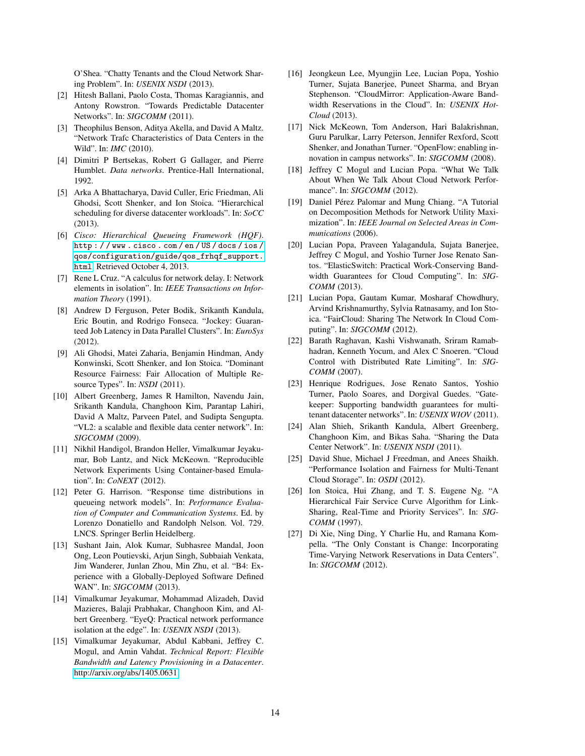O'Shea. "Chatty Tenants and the Cloud Network Sharing Problem". In: *USENIX NSDI* (2013).

[2] Hitesh Ballani, Paolo Costa, Thomas Karagiannis, and Antony Rowstron. "Towards Predictable Datacenter Networks". In: *SIGCOMM* (2011).

[3] Theophilus Benson, Aditya Akella, and David A Maltz. "Network Trafc Characteristics of Data Centers in the Wild". In: *IMC* (2010).

[4] Dimitri P Bertsekas, Robert G Gallager, and Pierre Humblet. *Data networks*. Prentice-Hall International, 1992.

[5] Arka A Bhattacharya, David Culler, Eric Friedman, Ali Ghodsi, Scott Shenker, and Ion Stoica. "Hierarchical scheduling for diverse datacenter workloads". In: *SoCC* (2013).

[6] *Cisco: Hierarchical Queueing Framework (HQF)*. http://www.cisco.com/en/US/docs/ios/qos/configuration/guide/qos_frhqf_support.html. Retrieved October 4, 2013.

[7] Rene L Cruz. "A calculus for network delay. I: Network elements in isolation". In: *IEEE Transactions on Information Theory* (1991).

[8] Andrew D Ferguson, Peter Bodik, Srikanth Kandula, Eric Boutin, and Rodrigo Fonseca. "Jockey: Guaranteed Job Latency in Data Parallel Clusters". In: *EuroSys* (2012).

[9] Ali Ghodsi, Matei Zaharia, Benjamin Hindman, Andy Konwinski, Scott Shenker, and Ion Stoica. "Dominant Resource Fairness: Fair Allocation of Multiple Resource Types". In: *NSDI* (2011).

[10] Albert Greenberg, James R Hamilton, Navendu Jain, Srikanth Kandula, Changhoon Kim, Parantap Lahiri, David A Maltz, Parveen Patel, and Sudipta Sengupta. "VL2: a scalable and flexible data center network". In: *SIGCOMM* (2009).

[11] Nikhil Handigol, Brandon Heller, Vimalkumar Jeyakumar, Bob Lantz, and Nick McKeown. "Reproducible Network Experiments Using Container-based Emulation". In: *CoNEXT* (2012).

[12] Peter G. Harrison. "Response time distributions in queueing network models". In: *Performance Evaluation of Computer and Communication Systems*. Ed. by Lorenzo Donatiello and Randolph Nelson. Vol. 729. LNCS. Springer Berlin Heidelberg.

[13] Sushant Jain, Alok Kumar, Subhasree Mandal, Joon Ong, Leon Poutievski, Arjun Singh, Subbaiah Venkata, Jim Wanderer, Junlan Zhou, Min Zhu, et al. "B4: Experience with a Globally-Deployed Software Defined WAN". In: *SIGCOMM* (2013).

[14] Vimalkumar Jeyakumar, Mohammad Alizadeh, David Mazieres, Balaji Prabhakar, Changhoon Kim, and Albert Greenberg. "EyeQ: Practical network performance isolation at the edge". In: *USENIX NSDI* (2013).

[15] Vimalkumar Jeyakumar, Abdul Kabbani, Jeffrey C. Mogul, and Amin Vahdat. *Technical Report: Flexible Bandwidth and Latency Provisioning in a Datacenter*. http://arxiv.org/abs/1405.0631.

[16] Jeongkeun Lee, Myungjin Lee, Lucian Popa, Yoshio Turner, Sujata Banerjee, Puneet Sharma, and Bryan Stephenson. "CloudMirror: Application-Aware Bandwidth Reservations in the Cloud". In: *USENIX HotCloud* (2013).

[17] Nick McKeown, Tom Anderson, Hari Balakrishnan, Guru Parulkar, Larry Peterson, Jennifer Rexford, Scott Shenker, and Jonathan Turner. "OpenFlow: enabling innovation in campus networks". In: *SIGCOMM* (2008).

[18] Jeffrey C Mogul and Lucian Popa. "What We Talk About When We Talk About Cloud Network Performance". In: *SIGCOMM* (2012).

[19] Daniel Pérez Palomar and Mung Chiang. "A Tutorial on Decomposition Methods for Network Utility Maximization". In: *IEEE Journal on Selected Areas in Communications* (2006).

[20] Lucian Popa, Praveen Yalagandula, Sujata Banerjee, Jeffrey C Mogul, and Yoshio Turner Jose Renato Santos. "ElasticSwitch: Practical Work-Conserving Bandwidth Guarantees for Cloud Computing". In: *SIGCOMM* (2013).

[21] Lucian Popa, Gautam Kumar, Mosharaf Chowdhury, Arvind Krishnamurthy, Sylvia Ratnasamy, and Ion Stoica. "FairCloud: Sharing The Network In Cloud Computing". In: *SIGCOMM* (2012).

[22] Barath Raghavan, Kashi Vishwanath, Sriram Ramabhadran, Kenneth Yocum, and Alex C Snoeren. "Cloud Control with Distributed Rate Limiting". In: *SIGCOMM* (2007).

[23] Henrique Rodrigues, Jose Renato Santos, Yoshio Turner, Paolo Soares, and Dorgival Guedes. "Gatekeeper: Supporting bandwidth guarantees for multitenant datacenter networks". In: *USENIX WIOV* (2011).

[24] Alan Shieh, Srikanth Kandula, Albert Greenberg, Changhoon Kim, and Bikas Saha. "Sharing the Data Center Network". In: *USENIX NSDI* (2011).

[25] David Shue, Michael J Freedman, and Anees Shaikh. "Performance Isolation and Fairness for Multi-Tenant Cloud Storage". In: *OSDI* (2012).

[26] Ion Stoica, Hui Zhang, and T. S. Eugene Ng. "A Hierarchical Fair Service Curve Algorithm for Link-Sharing, Real-Time and Priority Services". In: *SIGCOMM* (1997).

[27] Di Xie, Ning Ding, Y Charlie Hu, and Ramana Kompella. "The Only Constant is Change: Incorporating Time-Varying Network Reservations in Data Centers". In: *SIGCOMM* (2012).